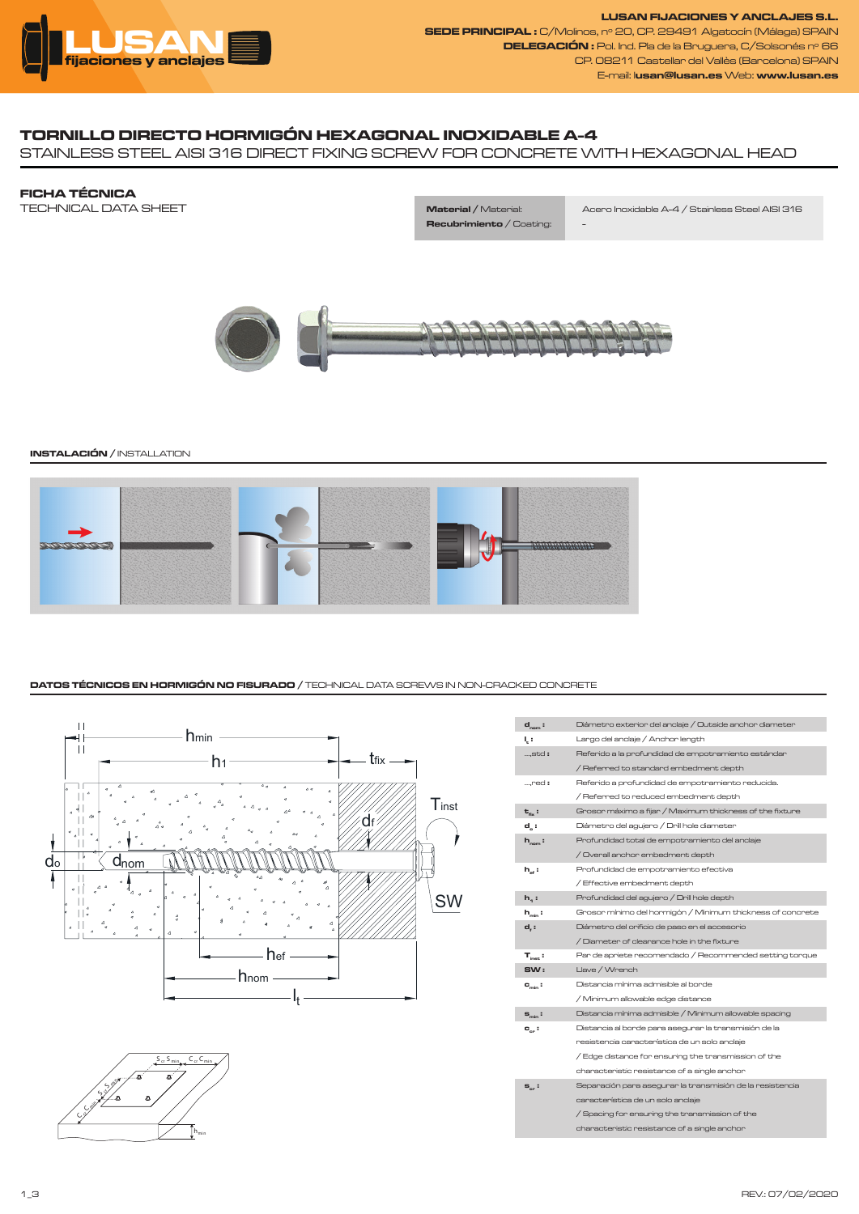LUSAN FIJACIONES Y ANCLAJES S.L.

**SEDE PRINCIPAL:** C/Molinos, nº 20, CP. 29491 Algatocín (Málaga) SPAIN
**DELEGACIÓN:** Pol. Ind. Pla de la Bruguera, C/Solsonés nº 66
CP. 08211 Castellar del Vallès (Barcelona) SPAIN
E-mail: **lusan@lusan.es** Web: **www.lusan.es**

# TORNILLO DIRECTO HORMIGÓN HEXAGONAL INOXIDABLE A-4

STAINLESS STEEL AISI 316 DIRECT FIXING SCREW FOR CONCRETE WITH HEXAGONAL HEAD

## FICHA TÉCNICA

TECHNICAL DATA SHEET

| | |
|---|---|
| **Material** / Material: | Acero Inoxidable A-4 / Stainless Steel AISI 316 |
| **Recubrimiento** / Coating: | - |

### INSTALACIÓN / INSTALLATION

### DATOS TÉCNICOS EN HORMIGÓN NO FISURADO / TECHNICAL DATA SCREWS IN NON-CRACKED CONCRETE

| | |
|---|---|
| $d_{nom}$ : | Diámetro exterior del anclaje / Outside anchor diameter |
| $l_t$ : | Largo del anclaje / Anchor length |
| ...,std : | Referido a la profundidad de empotramiento estándar / Referred to standard embedment depth |
| ...,red : | Referido a profundidad de empotramiento reducida. / Referred to reduced embedment depth |
| $t_{fix}$ : | Grosor máximo a fijar / Maximum thickness of the fixture |
| $d_o$ : | Diámetro del agujero / Drill hole diameter |
| $h_{nom}$ : | Profundidad total de empotramiento del anclaje / Overall anchor embedment depth |
| $h_{ef}$ : | Profundidad de empotramiento efectiva / Effective embedment depth |
| $h_1$ : | Profundidad del agujero / Drill hole depth |
| $h_{min}$ : | Grosor mínimo del hormigón / Minimum thickness of concrete |
| $d_f$ : | Diámetro del orificio de paso en el accesorio / Diameter of clearance hole in the fixture |
| $T_{inst}$ : | Par de apriete recomendado / Recommended setting torque |
| SW : | Llave / Wrench |
| $c_{min}$ : | Distancia mínima admisible al borde / Minimum allowable edge distance |
| $s_{min}$ : | Distancia mínima admisible / Minimum allowable spacing |
| $c_{cr}$ : | Distancia al borde para asegurar la transmisión de la resistencia característica de un solo anclaje / Edge distance for ensuring the transmission of the characteristic resistance of a single anchor |
| $s_{cr}$ : | Separación para asegurar la transmisión de la resistencia característica de un solo anclaje / Spacing for ensuring the transmission of the characteristic resistance of a single anchor |

REV.: 07/02/2020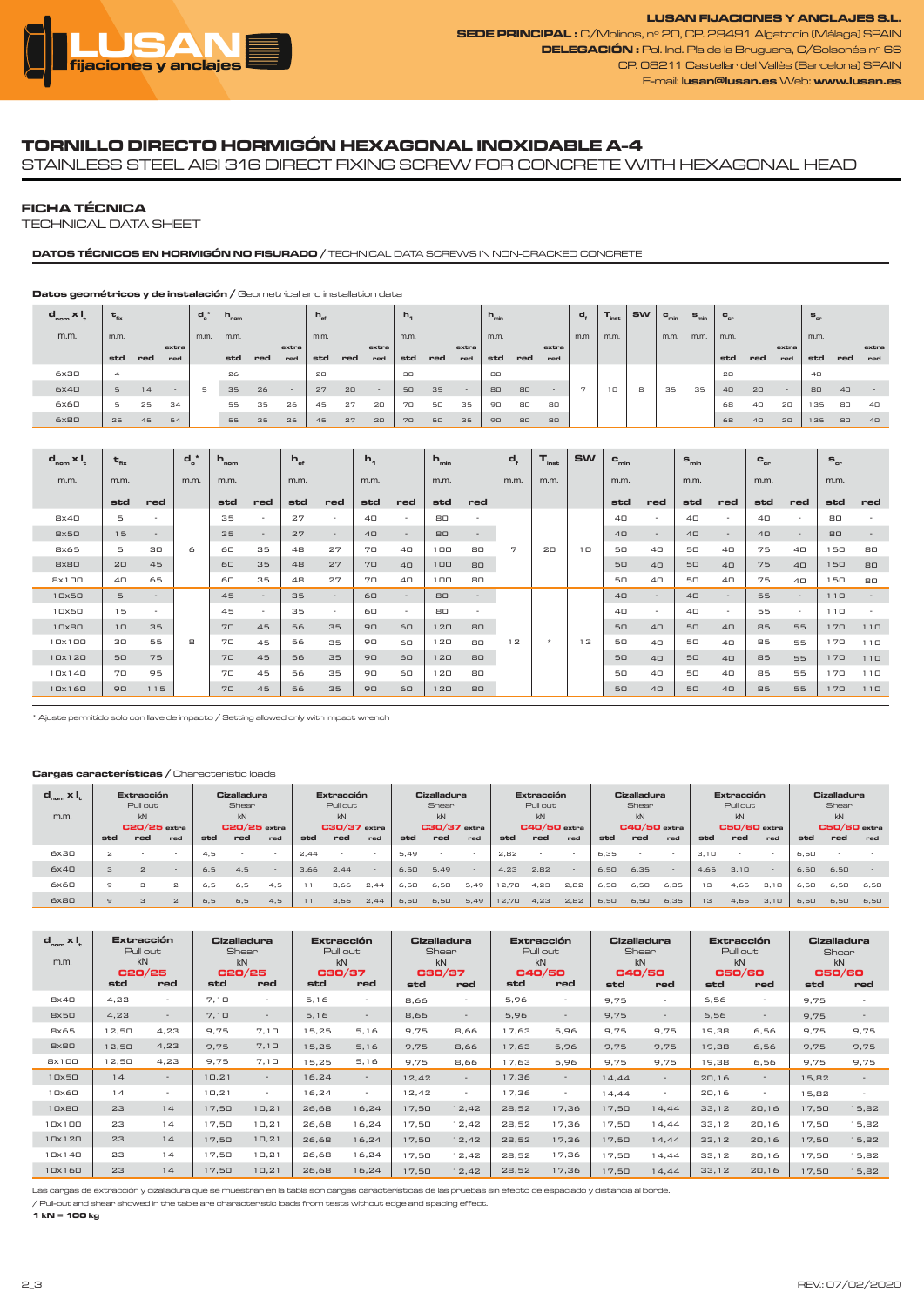# TORNILLO DIRECTO HORMIGÓN HEXAGONAL INOXIDABLE A-4

STAINLESS STEEL AISI 316 DIRECT FIXING SCREW FOR CONCRETE WITH HEXAGONAL HEAD

## FICHA TÉCNICA

TECHNICAL DATA SHEET

### DATOS TÉCNICOS EN HORMIGÓN NO FISURADO / TECHNICAL DATA SCREWS IN NON-CRACKED CONCRETE

**Datos geométricos y de instalación** / Geometrical and installation data

| $d_{nom} \times l_t$ | $t_{fix}$ | | | $d_o$* | $h_{nom}$ | | | $h_{ef}$ | | | $h_1$ | | | $h_{min}$ | | | $d_f$ | $T_{inst}$ | SW | $c_{min}$ | $s_{min}$ | $c_{cr}$ | | | $s_{cr}$ | | |
|---|---|---|---|---|---|---|---|---|---|---|---|---|---|---|---|---|---|---|---|---|---|---|---|---|---|---|---|
| m.m. | m.m. | | | m.m. | m.m. | | | m.m. | | | m.m. | | | m.m. | | | m.m. | m.m. | | m.m. | m.m. | m.m. | | | m.m. | | |
| | std | red | extra red | | std | red | extra red | std | red | extra red | std | red | extra red | std | red | extra red | | | | | | std | red | extra red | std | red | extra red |
| 6x30 | 4 | - | - | 5 | 26 | - | - | 20 | - | - | 30 | - | - | 80 | - | - | 7 | 10 | 8 | 35 | 35 | 20 | - | - | 40 | - | - |
| 6x40 | 5 | 14 | - | | 35 | 26 | - | 27 | 20 | - | 50 | 35 | - | 80 | 80 | - | | | | | | 40 | 20 | - | 80 | 40 | - |
| 6x60 | 5 | 25 | 34 | | 55 | 35 | 26 | 45 | 27 | 20 | 70 | 50 | 35 | 90 | 80 | 80 | | | | | | 68 | 40 | 20 | 135 | 80 | 40 |
| 6x80 | 25 | 45 | 54 | | 55 | 35 | 26 | 45 | 27 | 20 | 70 | 50 | 35 | 90 | 80 | 80 | | | | | | 68 | 40 | 20 | 135 | 80 | 40 |

| $d_{nom} \times l_t$ | $t_{fix}$ | | $d_o$* | $h_{nom}$ | | $h_{ef}$ | | $h_1$ | | $h_{min}$ | | $d_f$ | $T_{inst}$ | SW | $c_{min}$ | | $s_{min}$ | | $c_{cr}$ | | $s_{cr}$ | |
|---|---|---|---|---|---|---|---|---|---|---|---|---|---|---|---|---|---|---|---|---|---|---|
| m.m. | m.m. | | m.m. | m.m. | | m.m. | | m.m. | | m.m. | | m.m. | m.m. | | m.m. | | m.m. | | m.m. | | m.m. | |
| | std | red | | std | red | std | red | std | red | std | red | | | | std | red | std | red | std | red | std | red |
| 8x40 | 5 | - | 6 | 35 | - | 27 | - | 40 | - | 80 | - | 7 | 20 | 10 | 40 | - | 40 | - | 40 | - | 80 | - |
| 8x50 | 15 | - | | 35 | - | 27 | - | 40 | - | 80 | - | | | | 40 | - | 40 | - | 40 | - | 80 | - |
| 8x65 | 5 | 30 | | 60 | 35 | 48 | 27 | 70 | 40 | 100 | 80 | | | | 50 | 40 | 50 | 40 | 75 | 40 | 150 | 80 |
| 8x80 | 20 | 45 | | 60 | 35 | 48 | 27 | 70 | 40 | 100 | 80 | | | | 50 | 40 | 50 | 40 | 75 | 40 | 150 | 80 |
| 8x100 | 40 | 65 | | 60 | 35 | 48 | 27 | 70 | 40 | 100 | 80 | | | | 50 | 40 | 50 | 40 | 75 | 40 | 150 | 80 |
| 10x50 | 5 | - | 8 | 45 | - | 35 | - | 60 | - | 80 | - | 12 | * | 13 | 40 | - | 40 | - | 55 | - | 110 | - |
| 10x60 | 15 | - | | 45 | - | 35 | - | 60 | - | 80 | - | | | | 40 | - | 40 | - | 55 | - | 110 | - |
| 10x80 | 10 | 35 | | 70 | 45 | 56 | 35 | 90 | 60 | 120 | 80 | | | | 50 | 40 | 50 | 40 | 85 | 55 | 170 | 110 |
| 10x100 | 30 | 55 | | 70 | 45 | 56 | 35 | 90 | 60 | 120 | 80 | | | | 50 | 40 | 50 | 40 | 85 | 55 | 170 | 110 |
| 10x120 | 50 | 75 | | 70 | 45 | 56 | 35 | 90 | 60 | 120 | 80 | | | | 50 | 40 | 50 | 40 | 85 | 55 | 170 | 110 |
| 10x140 | 70 | 95 | | 70 | 45 | 56 | 35 | 90 | 60 | 120 | 80 | | | | 50 | 40 | 50 | 40 | 85 | 55 | 170 | 110 |
| 10x160 | 90 | 115 | | 70 | 45 | 56 | 35 | 90 | 60 | 120 | 80 | | | | 50 | 40 | 50 | 40 | 85 | 55 | 170 | 110 |

\* Ajuste permitido solo con llave de impacto / Setting allowed only with impact wrench

**Cargas características** / Characteristic loads

| $d_{nom} \times l_t$ | Extracción Pull out kN C20/25 extra | | | Cizalladura Shear kN C20/25 extra | | | Extracción Pull out kN C30/37 extra | | | Cizalladura Shear kN C30/37 extra | | | Extracción Pull out kN C40/50 extra | | | Cizalladura Shear kN C40/50 extra | | | Extracción Pull out kN C50/60 extra | | | Cizalladura Shear kN C50/60 extra | | |
|---|---|---|---|---|---|---|---|---|---|---|---|---|---|---|---|---|---|---|---|---|---|---|---|---|
| m.m. | std | red | red | std | red | red | std | red | red | std | red | red | std | red | red | std | red | red | std | red | red | std | red | red |
| 6x30 | 2 | - | - | 4,5 | - | - | 2,44 | - | - | 5,49 | - | - | 2,82 | - | - | 6,35 | - | - | 3,10 | - | - | 6,50 | - | - |
| 6x40 | 3 | 2 | - | 6,5 | 4,5 | - | 3,66 | 2,44 | - | 6,50 | 5,49 | - | 4,23 | 2,82 | - | 6,50 | 6,35 | - | 4,65 | 3,10 | - | 6,50 | 6,50 | - |
| 6x60 | 9 | 3 | 2 | 6,5 | 6,5 | 4,5 | 11 | 3,66 | 2,44 | 6,50 | 6,50 | 5,49 | 12,70 | 4,23 | 2,82 | 6,50 | 6,50 | 6,35 | 13 | 4,65 | 3,10 | 6,50 | 6,50 | 6,50 |
| 6x80 | 9 | 3 | 2 | 6,5 | 6,5 | 4,5 | 11 | 3,66 | 2,44 | 6,50 | 6,50 | 5,49 | 12,70 | 4,23 | 2,82 | 6,50 | 6,50 | 6,35 | 13 | 4,65 | 3,10 | 6,50 | 6,50 | 6,50 |

| $d_{nom} \times l_t$ | Extracción Pull out kN C20/25 | | Cizalladura Shear kN C20/25 | | Extracción Pull out kN C30/37 | | Cizalladura Shear kN C30/37 | | Extracción Pull out kN C40/50 | | Cizalladura Shear kN C40/50 | | Extracción Pull out kN C50/60 | | Cizalladura Shear kN C50/60 | |
|---|---|---|---|---|---|---|---|---|---|---|---|---|---|---|---|---|
| m.m. | std | red | std | red | std | red | std | red | std | red | std | red | std | red | std | red |
| 8x40 | 4,23 | - | 7,10 | - | 5,16 | - | 8,66 | - | 5,96 | - | 9,75 | - | 6,56 | - | 9,75 | - |
| 8x50 | 4,23 | - | 7,10 | - | 5,16 | - | 8,66 | - | 5,96 | - | 9,75 | - | 6,56 | - | 9,75 | - |
| 8x65 | 12,50 | 4,23 | 9,75 | 7,10 | 15,25 | 5,16 | 9,75 | 8,66 | 17,63 | 5,96 | 9,75 | 9,75 | 19,38 | 6,56 | 9,75 | 9,75 |
| 8x80 | 12,50 | 4,23 | 9,75 | 7,10 | 15,25 | 5,16 | 9,75 | 8,66 | 17,63 | 5,96 | 9,75 | 9,75 | 19,38 | 6,56 | 9,75 | 9,75 |
| 8x100 | 12,50 | 4,23 | 9,75 | 7,10 | 15,25 | 5,16 | 9,75 | 8,66 | 17,63 | 5,96 | 9,75 | 9,75 | 19,38 | 6,56 | 9,75 | 9,75 |
| 10x50 | 14 | - | 10,21 | - | 16,24 | - | 12,42 | - | 17,36 | - | 14,44 | - | 20,16 | - | 15,82 | - |
| 10x60 | 14 | - | 10,21 | - | 16,24 | - | 12,42 | - | 17,36 | - | 14,44 | - | 20,16 | - | 15,82 | - |
| 10x80 | 23 | 14 | 17,50 | 10,21 | 26,68 | 16,24 | 17,50 | 12,42 | 28,52 | 17,36 | 17,50 | 14,44 | 33,12 | 20,16 | 17,50 | 15,82 |
| 10x100 | 23 | 14 | 17,50 | 10,21 | 26,68 | 16,24 | 17,50 | 12,42 | 28,52 | 17,36 | 17,50 | 14,44 | 33,12 | 20,16 | 17,50 | 15,82 |
| 10x120 | 23 | 14 | 17,50 | 10,21 | 26,68 | 16,24 | 17,50 | 12,42 | 28,52 | 17,36 | 17,50 | 14,44 | 33,12 | 20,16 | 17,50 | 15,82 |
| 10x140 | 23 | 14 | 17,50 | 10,21 | 26,68 | 16,24 | 17,50 | 12,42 | 28,52 | 17,36 | 17,50 | 14,44 | 33,12 | 20,16 | 17,50 | 15,82 |
| 10x160 | 23 | 14 | 17,50 | 10,21 | 26,68 | 16,24 | 17,50 | 12,42 | 28,52 | 17,36 | 17,50 | 14,44 | 33,12 | 20,16 | 17,50 | 15,82 |

Las cargas de extracción y cizalladura que se muestran en la tabla son cargas características de las pruebas sin efecto de espaciado y distancia al borde.

/ Pull-out and shear showed in the table are characteristic loads from tests without edge and spacing effect.

**1 kN = 100 kg**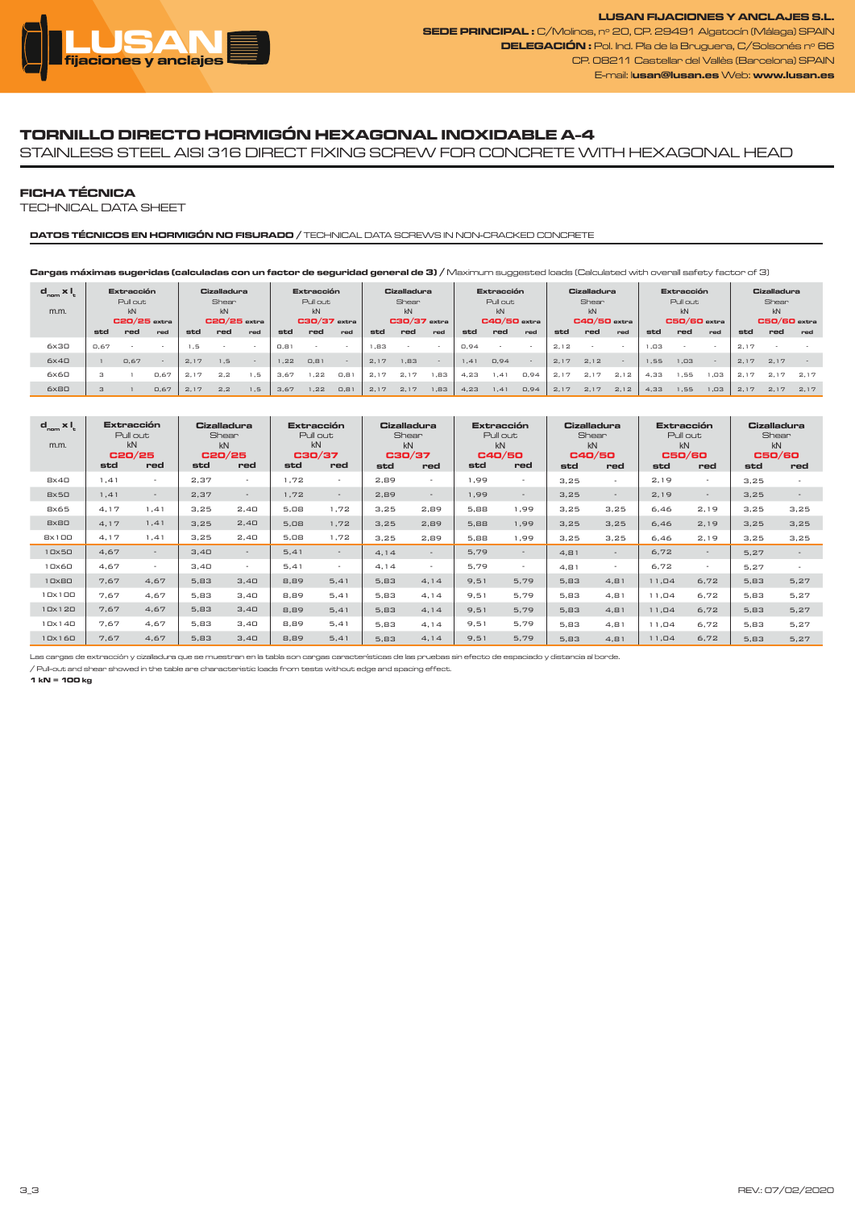# TORNILLO DIRECTO HORMIGÓN HEXAGONAL INOXIDABLE A-4

STAINLESS STEEL AISI 316 DIRECT FIXING SCREW FOR CONCRETE WITH HEXAGONAL HEAD

## FICHA TÉCNICA

TECHNICAL DATA SHEET

**DATOS TÉCNICOS EN HORMIGÓN NO FISURADO** / TECHNICAL DATA SCREWS IN NON-CRACKED CONCRETE

**Cargas máximas sugeridas (calculadas con un factor de seguridad general de 3)** / Maximum suggested loads (Calculated with overall safety factor of 3)

| $d_{nom} \times l_t$ m.m. | Extracción Pull out kN C20/25 extra | | | Cizalladura Shear kN C20/25 extra | | | Extracción Pull out kN C30/37 extra | | | Cizalladura Shear kN C30/37 extra | | | Extracción Pull out kN C40/50 extra | | | Cizalladura Shear kN C40/50 extra | | | Extracción Pull out kN C50/60 extra | | | Cizalladura Shear kN C50/60 extra | | |
|---|---|---|---|---|---|---|---|---|---|---|---|---|---|---|---|---|---|---|---|---|---|---|---|---|
| | std | red | red | std | red | red | std | red | red | std | red | red | std | red | red | std | red | red | std | red | red | std | red | red |
| 6x30 | 0,67 | - | - | 1,5 | - | - | 0,81 | - | - | 1,83 | - | - | 0,94 | - | - | 2,12 | - | - | 1,03 | - | - | 2,17 | - | - |
| 6x40 | 1 | 0,67 | - | 2,17 | 1,5 | - | 1,22 | 0,81 | - | 2,17 | 1,83 | - | 1,41 | 0,94 | - | 2,17 | 2,12 | - | 1,55 | 1,03 | - | 2,17 | 2,17 | - |
| 6x60 | 3 | 1 | 0,67 | 2,17 | 2,2 | 1,5 | 3,67 | 1,22 | 0,81 | 2,17 | 2,17 | 1,83 | 4,23 | 1,41 | 0,94 | 2,17 | 2,17 | 2,12 | 4,33 | 1,55 | 1,03 | 2,17 | 2,17 | 2,17 |
| 6x80 | 3 | 1 | 0,67 | 2,17 | 2,2 | 1,5 | 3,67 | 1,22 | 0,81 | 2,17 | 2,17 | 1,83 | 4,23 | 1,41 | 0,94 | 2,17 | 2,17 | 2,12 | 4,33 | 1,55 | 1,03 | 2,17 | 2,17 | 2,17 |

| $d_{nom} \times l_t$ m.m. | Extracción Pull out kN C20/25 | | Cizalladura Shear kN C20/25 | | Extracción Pull out kN C30/37 | | Cizalladura Shear kN C30/37 | | Extracción Pull out kN C40/50 | | Cizalladura Shear kN C40/50 | | Extracción Pull out kN C50/60 | | Cizalladura Shear kN C50/60 | |
|---|---|---|---|---|---|---|---|---|---|---|---|---|---|---|---|---|
| | std | red | std | red | std | red | std | red | std | red | std | red | std | red | std | red |
| 8x40 | 1,41 | - | 2,37 | - | 1,72 | - | 2,89 | - | 1,99 | - | 3,25 | - | 2,19 | - | 3,25 | - |
| 8x50 | 1,41 | - | 2,37 | - | 1,72 | - | 2,89 | - | 1,99 | - | 3,25 | - | 2,19 | - | 3,25 | - |
| 8x65 | 4,17 | 1,41 | 3,25 | 2,40 | 5,08 | 1,72 | 3,25 | 2,89 | 5,88 | 1,99 | 3,25 | 3,25 | 6,46 | 2,19 | 3,25 | 3,25 |
| 8x80 | 4,17 | 1,41 | 3,25 | 2,40 | 5,08 | 1,72 | 3,25 | 2,89 | 5,88 | 1,99 | 3,25 | 3,25 | 6,46 | 2,19 | 3,25 | 3,25 |
| 8x100 | 4,17 | 1,41 | 3,25 | 2,40 | 5,08 | 1,72 | 3,25 | 2,89 | 5,88 | 1,99 | 3,25 | 3,25 | 6,46 | 2,19 | 3,25 | 3,25 |
| 10x50 | 4,67 | - | 3,40 | - | 5,41 | - | 4,14 | - | 5,79 | - | 4,81 | - | 6,72 | - | 5,27 | - |
| 10x60 | 4,67 | - | 3,40 | - | 5,41 | - | 4,14 | - | 5,79 | - | 4,81 | - | 6,72 | - | 5,27 | - |
| 10x80 | 7,67 | 4,67 | 5,83 | 3,40 | 8,89 | 5,41 | 5,83 | 4,14 | 9,51 | 5,79 | 5,83 | 4,81 | 11,04 | 6,72 | 5,83 | 5,27 |
| 10x100 | 7,67 | 4,67 | 5,83 | 3,40 | 8,89 | 5,41 | 5,83 | 4,14 | 9,51 | 5,79 | 5,83 | 4,81 | 11,04 | 6,72 | 5,83 | 5,27 |
| 10x120 | 7,67 | 4,67 | 5,83 | 3,40 | 8,89 | 5,41 | 5,83 | 4,14 | 9,51 | 5,79 | 5,83 | 4,81 | 11,04 | 6,72 | 5,83 | 5,27 |
| 10x140 | 7,67 | 4,67 | 5,83 | 3,40 | 8,89 | 5,41 | 5,83 | 4,14 | 9,51 | 5,79 | 5,83 | 4,81 | 11,04 | 6,72 | 5,83 | 5,27 |
| 10x160 | 7,67 | 4,67 | 5,83 | 3,40 | 8,89 | 5,41 | 5,83 | 4,14 | 9,51 | 5,79 | 5,83 | 4,81 | 11,04 | 6,72 | 5,83 | 5,27 |

Las cargas de extracción y cizalladura que se muestran en la tabla son cargas características de las pruebas sin efecto de espaciado y distancia al borde.

/ Pull-out and shear showed in the table are characteristic loads from tests without edge and spacing effect.

**1 kN = 100 kg**